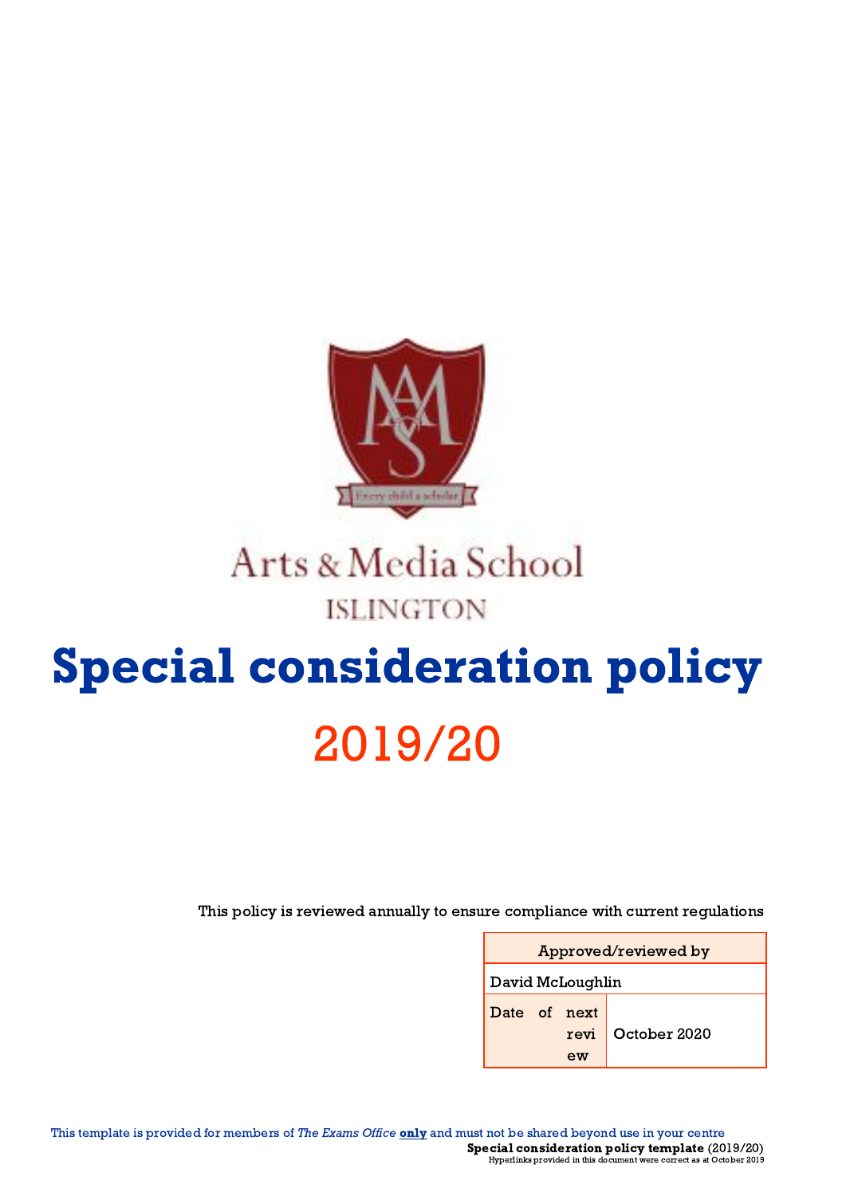Arts & Media School

ISLINGTON

# Special consideration policy

## 2019/20

This policy is reviewed annually to ensure compliance with current regulations

| Approved/reviewed by | |
|---|---|
| David McLoughlin | |
| Date of next review | October 2020 |

This template is provided for members of *The Exams Office* **only** and must not be shared beyond use in your centre

**Special consideration policy template** (2019/20)

Hyperlinks provided in this document were correct as at October 2019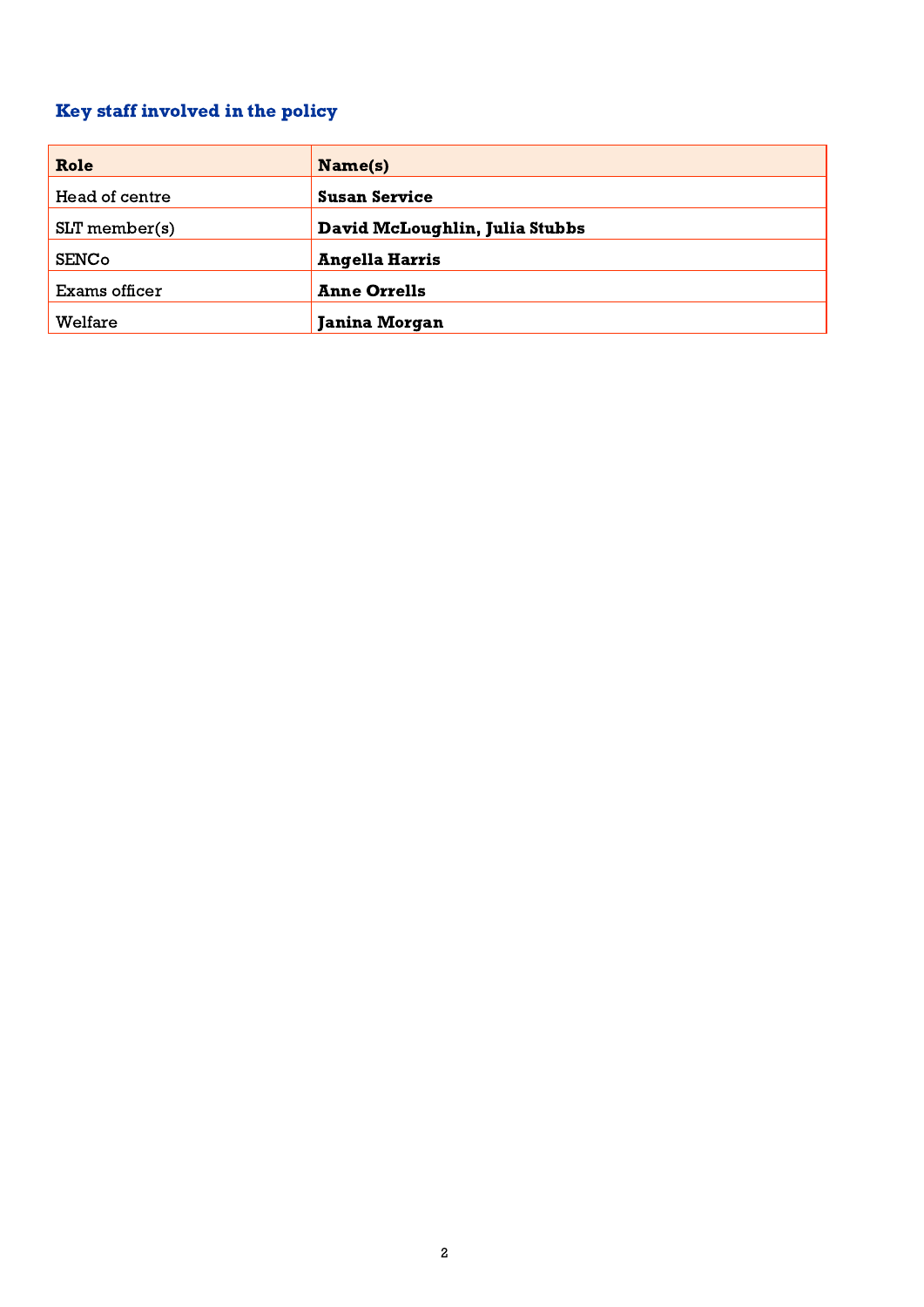## Key staff involved in the policy

| **Role** | **Name(s)** |
|---|---|
| Head of centre | **Susan Service** |
| SLT member(s) | **David McLoughlin, Julia Stubbs** |
| SENCo | **Angella Harris** |
| Exams officer | **Anne Orrells** |
| Welfare | **Janina Morgan** |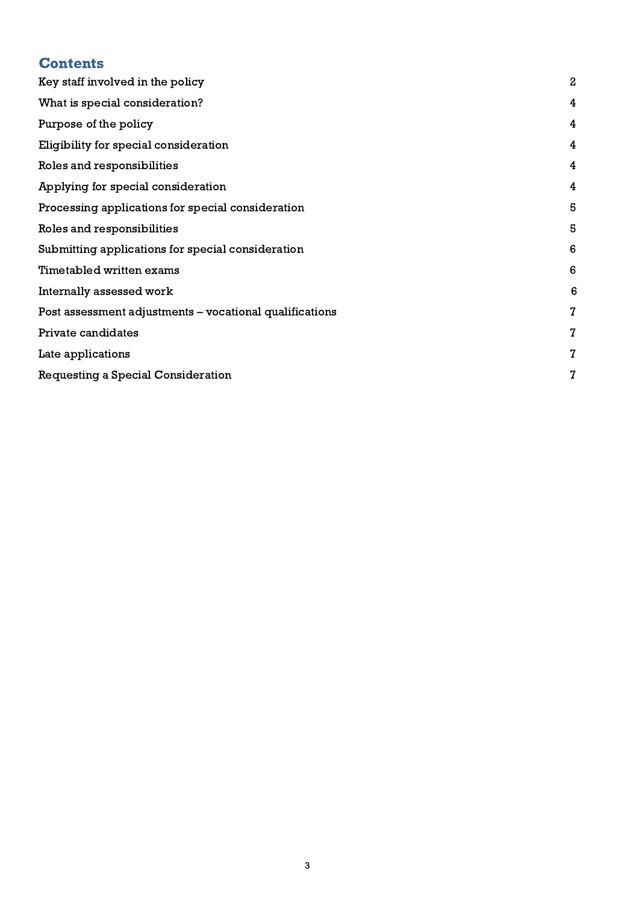## Contents

| | |
|---|---|
| Key staff involved in the policy | 2 |
| What is special consideration? | 4 |
| Purpose of the policy | 4 |
| Eligibility for special consideration | 4 |
| Roles and responsibilities | 4 |
| Applying for special consideration | 4 |
| Processing applications for special consideration | 5 |
| Roles and responsibilities | 5 |
| Submitting applications for special consideration | 6 |
| Timetabled written exams | 6 |
| Internally assessed work | 6 |
| Post assessment adjustments – vocational qualifications | 7 |
| Private candidates | 7 |
| Late applications | 7 |
| Requesting a Special Consideration | 7 |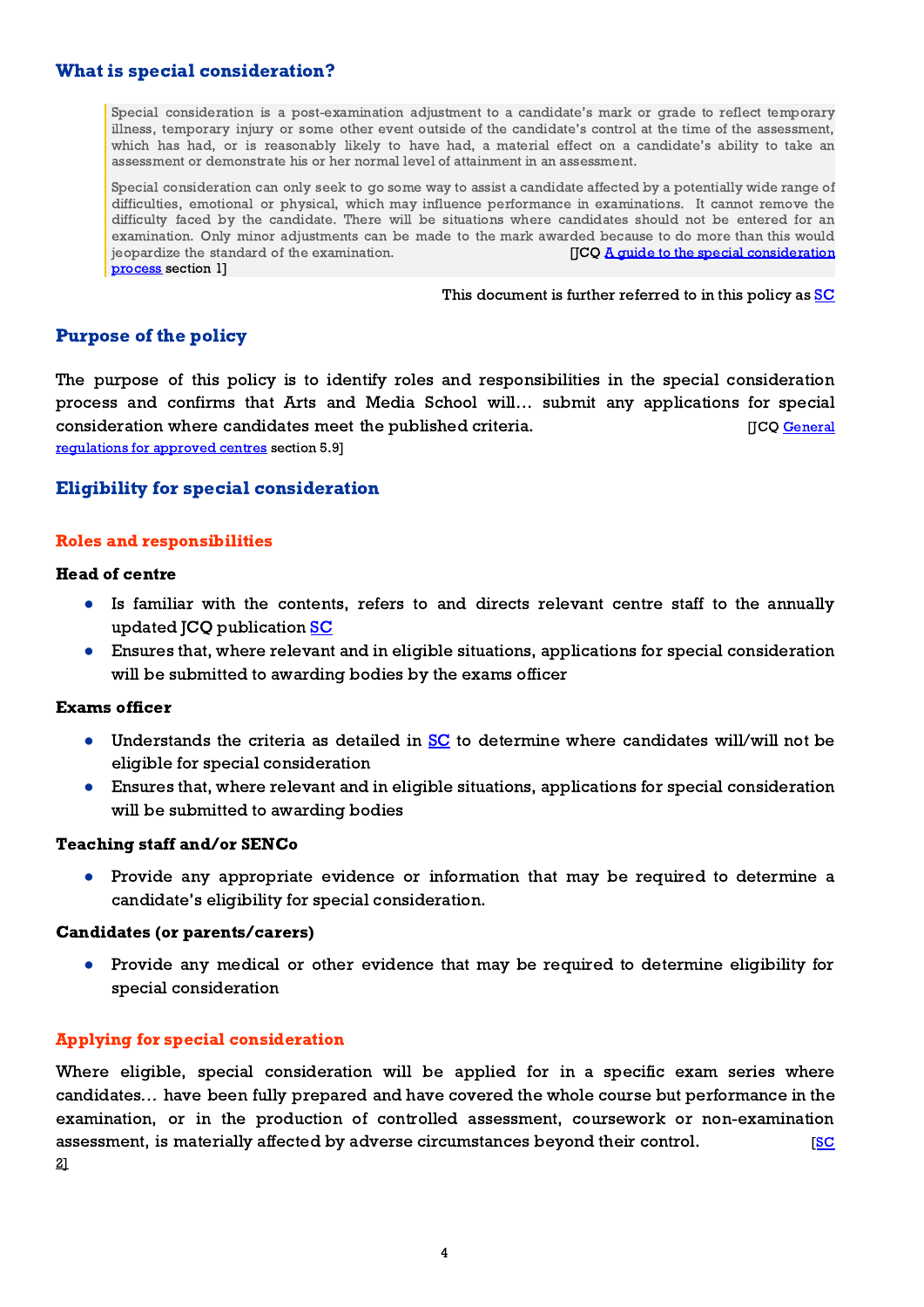## What is special consideration?

> Special consideration is a post-examination adjustment to a candidate's mark or grade to reflect temporary illness, temporary injury or some other event outside of the candidate's control at the time of the assessment, which has had, or is reasonably likely to have had, a material effect on a candidate's ability to take an assessment or demonstrate his or her normal level of attainment in an assessment.
>
> Special consideration can only seek to go some way to assist a candidate affected by a potentially wide range of difficulties, emotional or physical, which may influence performance in examinations. It cannot remove the difficulty faced by the candidate. There will be situations where candidates should not be entered for an examination. Only minor adjustments can be made to the mark awarded because to do more than this would jeopardize the standard of the examination. [JCQ A guide to the special consideration process section 1]

This document is further referred to in this policy as SC

## Purpose of the policy

The purpose of this policy is to identify roles and responsibilities in the special consideration process and confirms that Arts and Media School will… submit any applications for special consideration where candidates meet the published criteria. [JCQ General regulations for approved centres section 5.9]

## Eligibility for special consideration

### Roles and responsibilities

**Head of centre**

- Is familiar with the contents, refers to and directs relevant centre staff to the annually updated JCQ publication SC
- Ensures that, where relevant and in eligible situations, applications for special consideration will be submitted to awarding bodies by the exams officer

**Exams officer**

- Understands the criteria as detailed in SC to determine where candidates will/will not be eligible for special consideration
- Ensures that, where relevant and in eligible situations, applications for special consideration will be submitted to awarding bodies

**Teaching staff and/or SENCo**

- Provide any appropriate evidence or information that may be required to determine a candidate's eligibility for special consideration.

**Candidates (or parents/carers)**

- Provide any medical or other evidence that may be required to determine eligibility for special consideration

### Applying for special consideration

Where eligible, special consideration will be applied for in a specific exam series where candidates… have been fully prepared and have covered the whole course but performance in the examination, or in the production of controlled assessment, coursework or non-examination assessment, is materially affected by adverse circumstances beyond their control. [SC 2]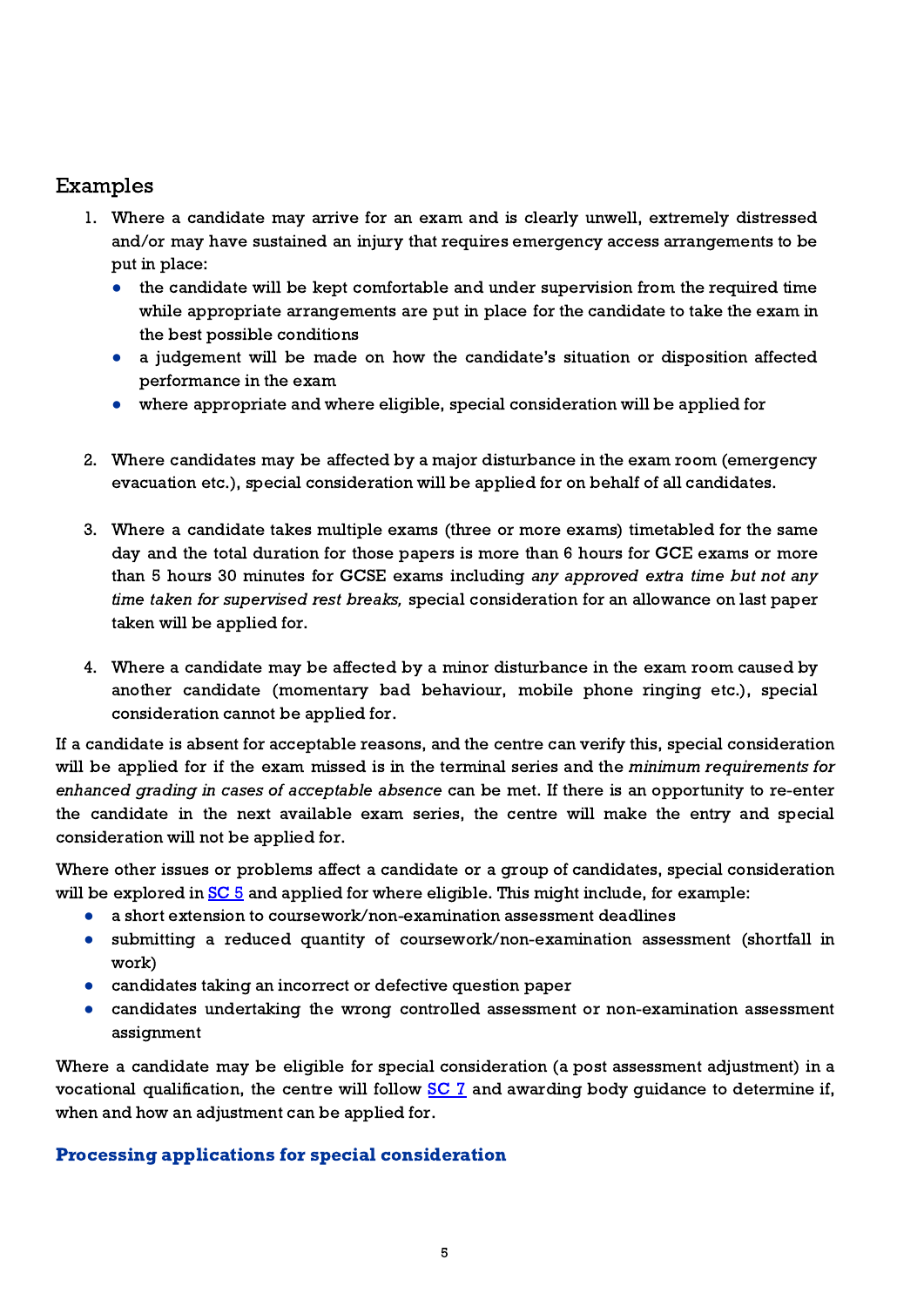## Examples

1. Where a candidate may arrive for an exam and is clearly unwell, extremely distressed and/or may have sustained an injury that requires emergency access arrangements to be put in place:
   - the candidate will be kept comfortable and under supervision from the required time while appropriate arrangements are put in place for the candidate to take the exam in the best possible conditions
   - a judgement will be made on how the candidate's situation or disposition affected performance in the exam
   - where appropriate and where eligible, special consideration will be applied for

2. Where candidates may be affected by a major disturbance in the exam room (emergency evacuation etc.), special consideration will be applied for on behalf of all candidates.

3. Where a candidate takes multiple exams (three or more exams) timetabled for the same day and the total duration for those papers is more than 6 hours for GCE exams or more than 5 hours 30 minutes for GCSE exams including *any approved extra time but not any time taken for supervised rest breaks,* special consideration for an allowance on last paper taken will be applied for.

4. Where a candidate may be affected by a minor disturbance in the exam room caused by another candidate (momentary bad behaviour, mobile phone ringing etc.), special consideration cannot be applied for.

If a candidate is absent for acceptable reasons, and the centre can verify this, special consideration will be applied for if the exam missed is in the terminal series and the *minimum requirements for enhanced grading in cases of acceptable absence* can be met. If there is an opportunity to re-enter the candidate in the next available exam series, the centre will make the entry and special consideration will not be applied for.

Where other issues or problems affect a candidate or a group of candidates, special consideration will be explored in SC 5 and applied for where eligible. This might include, for example:

- a short extension to coursework/non-examination assessment deadlines
- submitting a reduced quantity of coursework/non-examination assessment (shortfall in work)
- candidates taking an incorrect or defective question paper
- candidates undertaking the wrong controlled assessment or non-examination assessment assignment

Where a candidate may be eligible for special consideration (a post assessment adjustment) in a vocational qualification, the centre will follow SC 7 and awarding body guidance to determine if, when and how an adjustment can be applied for.

### Processing applications for special consideration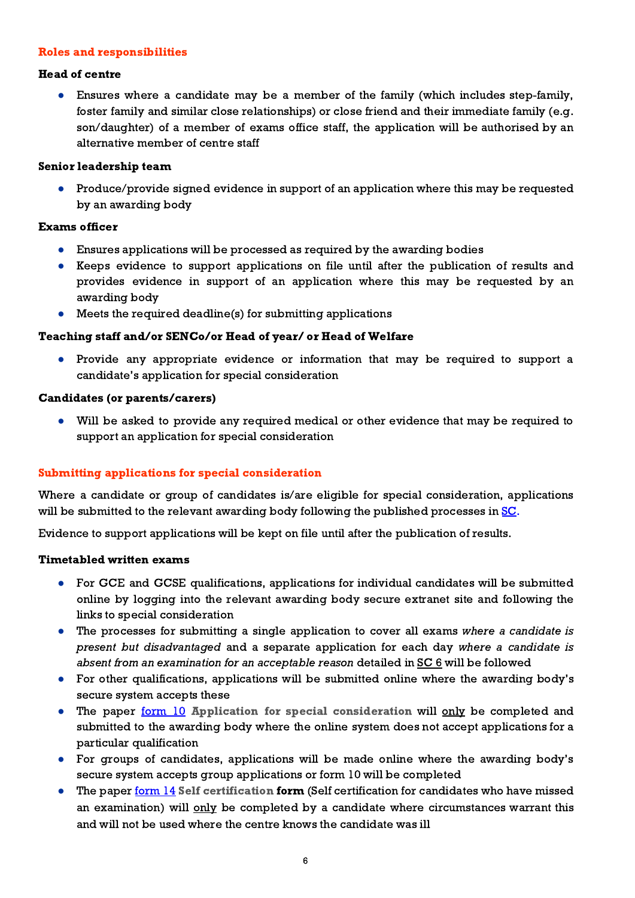## Roles and responsibilities

### Head of centre

- Ensures where a candidate may be a member of the family (which includes step-family, foster family and similar close relationships) or close friend and their immediate family (e.g. son/daughter) of a member of exams office staff, the application will be authorised by an alternative member of centre staff

### Senior leadership team

- Produce/provide signed evidence in support of an application where this may be requested by an awarding body

### Exams officer

- Ensures applications will be processed as required by the awarding bodies
- Keeps evidence to support applications on file until after the publication of results and provides evidence in support of an application where this may be requested by an awarding body
- Meets the required deadline(s) for submitting applications

### Teaching staff and/or SENCo/or Head of year/ or Head of Welfare

- Provide any appropriate evidence or information that may be required to support a candidate's application for special consideration

### Candidates (or parents/carers)

- Will be asked to provide any required medical or other evidence that may be required to support an application for special consideration

## Submitting applications for special consideration

Where a candidate or group of candidates is/are eligible for special consideration, applications will be submitted to the relevant awarding body following the published processes in SC.

Evidence to support applications will be kept on file until after the publication of results.

### Timetabled written exams

- For GCE and GCSE qualifications, applications for individual candidates will be submitted online by logging into the relevant awarding body secure extranet site and following the links to special consideration
- The processes for submitting a single application to cover all exams *where a candidate is present but disadvantaged* and a separate application for each day *where a candidate is absent from an examination for an acceptable reason* detailed in SC 6 will be followed
- For other qualifications, applications will be submitted online where the awarding body's secure system accepts these
- The paper form 10 **Application for special consideration** will only be completed and submitted to the awarding body where the online system does not accept applications for a particular qualification
- For groups of candidates, applications will be made online where the awarding body's secure system accepts group applications or form 10 will be completed
- The paper form 14 **Self certification form** (Self certification for candidates who have missed an examination) will only be completed by a candidate where circumstances warrant this and will not be used where the centre knows the candidate was ill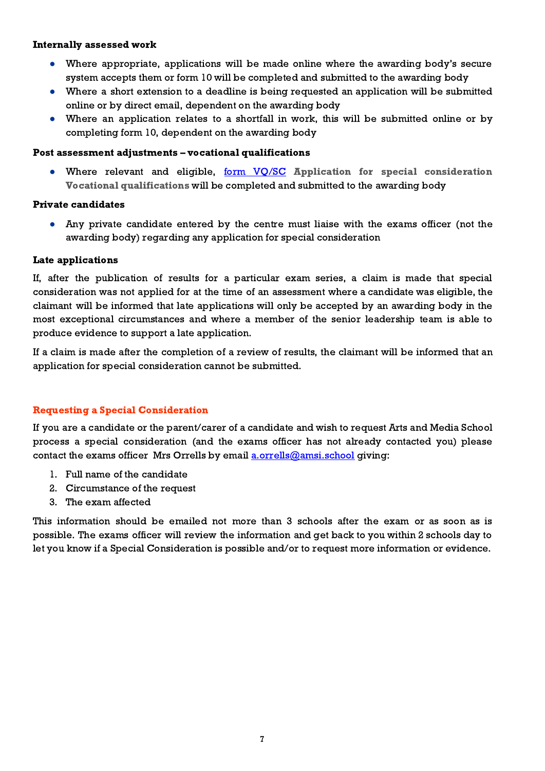**Internally assessed work**

- Where appropriate, applications will be made online where the awarding body's secure system accepts them or form 10 will be completed and submitted to the awarding body
- Where a short extension to a deadline is being requested an application will be submitted online or by direct email, dependent on the awarding body
- Where an application relates to a shortfall in work, this will be submitted online or by completing form 10, dependent on the awarding body

**Post assessment adjustments – vocational qualifications**

- Where relevant and eligible, form VQ/SC **Application for special consideration Vocational qualifications** will be completed and submitted to the awarding body

**Private candidates**

- Any private candidate entered by the centre must liaise with the exams officer (not the awarding body) regarding any application for special consideration

**Late applications**

If, after the publication of results for a particular exam series, a claim is made that special consideration was not applied for at the time of an assessment where a candidate was eligible, the claimant will be informed that late applications will only be accepted by an awarding body in the most exceptional circumstances and where a member of the senior leadership team is able to produce evidence to support a late application.

If a claim is made after the completion of a review of results, the claimant will be informed that an application for special consideration cannot be submitted.

## Requesting a Special Consideration

If you are a candidate or the parent/carer of a candidate and wish to request Arts and Media School process a special consideration (and the exams officer has not already contacted you) please contact the exams officer Mrs Orrells by email a.orrells@amsi.school giving:

1. Full name of the candidate
2. Circumstance of the request
3. The exam affected

This information should be emailed not more than 3 schools after the exam or as soon as is possible. The exams officer will review the information and get back to you within 2 schools day to let you know if a Special Consideration is possible and/or to request more information or evidence.